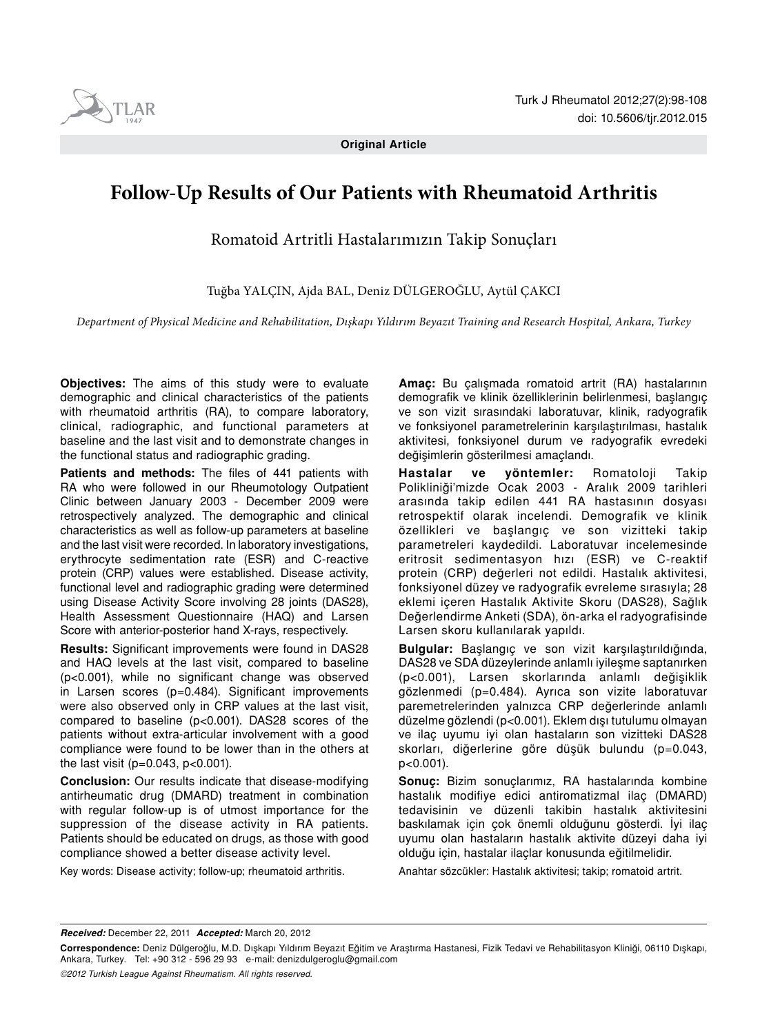**Original Article**

# Follow-Up Results of Our Patients with Rheumatoid Arthritis

## Romatoid Artritli Hastalarımızın Takip Sonuçları

Tuğba YALÇIN, Ajda BAL, Deniz DÜLGEROĞLU, Aytül ÇAKCI

*Department of Physical Medicine and Rehabilitation, Dışkapı Yıldırım Beyazıt Training and Research Hospital, Ankara, Turkey*

**Objectives:** The aims of this study were to evaluate demographic and clinical characteristics of the patients with rheumatoid arthritis (RA), to compare laboratory, clinical, radiographic, and functional parameters at baseline and the last visit and to demonstrate changes in the functional status and radiographic grading.

**Patients and methods:** The files of 441 patients with RA who were followed in our Rheumotology Outpatient Clinic between January 2003 - December 2009 were retrospectively analyzed. The demographic and clinical characteristics as well as follow-up parameters at baseline and the last visit were recorded. In laboratory investigations, erythrocyte sedimentation rate (ESR) and C-reactive protein (CRP) values were established. Disease activity, functional level and radiographic grading were determined using Disease Activity Score involving 28 joints (DAS28), Health Assessment Questionnaire (HAQ) and Larsen Score with anterior-posterior hand X-rays, respectively.

**Results:** Significant improvements were found in DAS28 and HAQ levels at the last visit, compared to baseline ($p<0.001$), while no significant change was observed in Larsen scores ($p=0.484$). Significant improvements were also observed only in CRP values at the last visit, compared to baseline ($p<0.001$). DAS28 scores of the patients without extra-articular involvement with a good compliance were found to be lower than in the others at the last visit ($p=0.043$, $p<0.001$).

**Conclusion:** Our results indicate that disease-modifying antirheumatic drug (DMARD) treatment in combination with regular follow-up is of utmost importance for the suppression of the disease activity in RA patients. Patients should be educated on drugs, as those with good compliance showed a better disease activity level.

Key words: Disease activity; follow-up; rheumatoid arthritis.

**Amaç:** Bu çalışmada romatoid artrit (RA) hastalarının demografik ve klinik özelliklerinin belirlenmesi, başlangıç ve son vizit sırasındaki laboratuvar, klinik, radyografik ve fonksiyonel parametrelerinin karşılaştırılması, hastalık aktivitesi, fonksiyonel durum ve radyografik evredeki değişimlerin gösterilmesi amaçlandı.

**Hastalar ve yöntemler:** Romatoloji Takip Polikliniği'mizde Ocak 2003 - Aralık 2009 tarihleri arasında takip edilen 441 RA hastasının dosyası retrospektif olarak incelendi. Demografik ve klinik özellikleri ve başlangıç ve son vizitteki takip parametreleri kaydedildi. Laboratuvar incelemesinde eritrosit sedimentasyon hızı (ESR) ve C-reaktif protein (CRP) değerleri not edildi. Hastalık aktivitesi, fonksiyonel düzey ve radyografik evreleme sırasıyla; 28 eklemi içeren Hastalık Aktivite Skoru (DAS28), Sağlık Değerlendirme Anketi (SDA), ön-arka el radyografisinde Larsen skoru kullanılarak yapıldı.

**Bulgular:** Başlangıç ve son vizit karşılaştırıldığında, DAS28 ve SDA düzeylerinde anlamlı iyileşme saptanırken ($p<0.001$), Larsen skorlarında anlamlı değişiklik gözlenmedi ($p=0.484$). Ayrıca son vizite laboratuvar paremetrelerinden yalnızca CRP değerlerinde anlamlı düzelme gözlendi ($p<0.001$). Eklem dışı tutulumu olmayan ve ilaç uyumu iyi olan hastaların son vizitteki DAS28 skorları, diğerlerine göre düşük bulundu ($p=0.043$, $p<0.001$).

**Sonuç:** Bizim sonuçlarımız, RA hastalarında kombine hastalık modifiye edici antiromatizmal ilaç (DMARD) tedavisinin ve düzenli takibin hastalık aktivitesini baskılamak için çok önemli olduğunu gösterdi. İyi ilaç uyumu olan hastaların hastalık aktivite düzeyi daha iyi olduğu için, hastalar ilaçlar konusunda eğitilmelidir.

Anahtar sözcükler: Hastalık aktivitesi; takip; romatoid artrit.

***Received:*** December 22, 2011 ***Accepted:*** March 20, 2012

**Correspondence:** Deniz Dülgeroğlu, M.D. Dışkapı Yıldırım Beyazıt Eğitim ve Araştırma Hastanesi, Fizik Tedavi ve Rehabilitasyon Kliniği, 06110 Dışkapı, Ankara, Turkey. Tel: +90 312 - 596 29 93 e-mail: denizdulgeroglu@gmail.com

*©2012 Turkish League Against Rheumatism. All rights reserved.*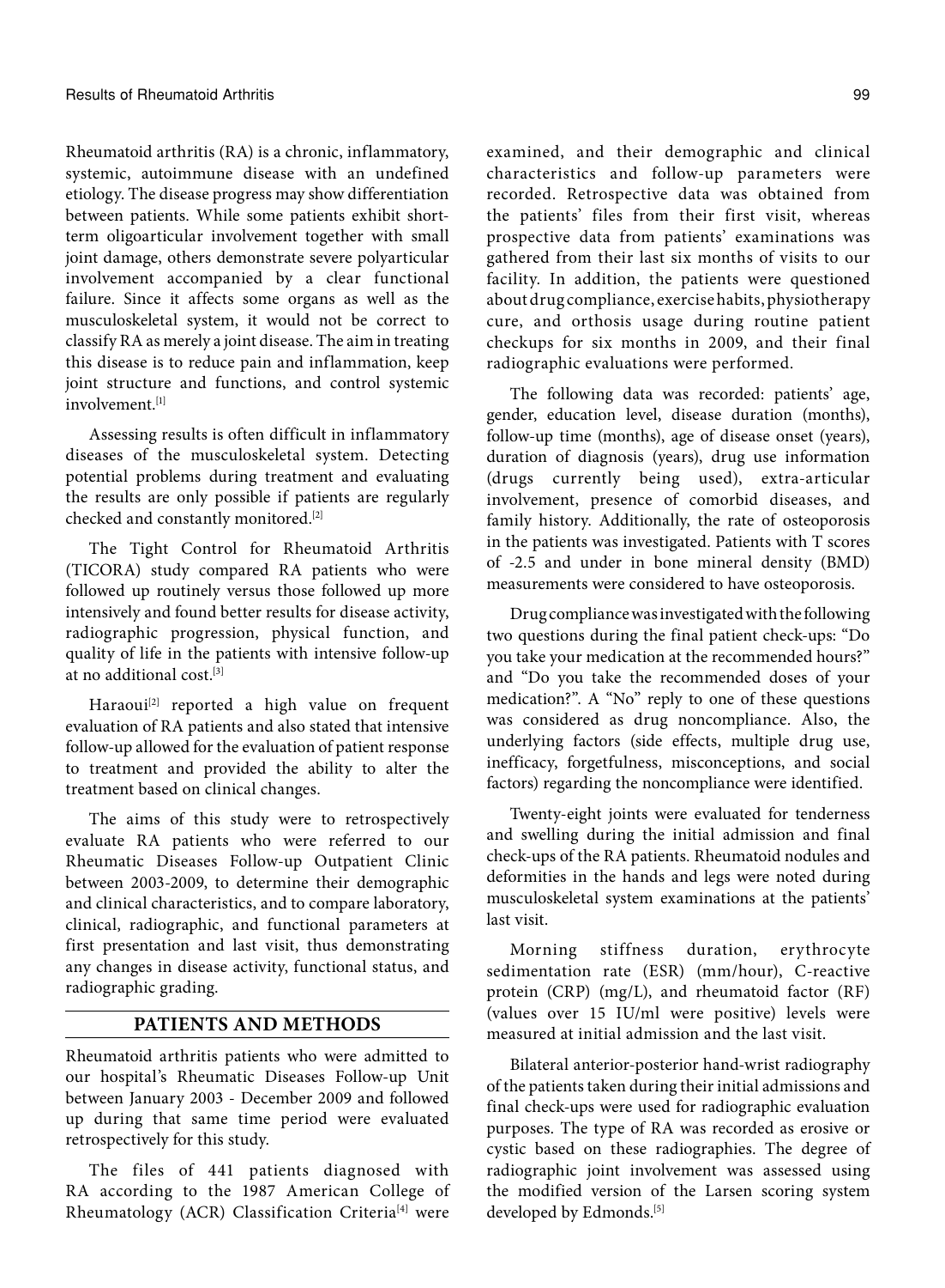Rheumatoid arthritis (RA) is a chronic, inflammatory, systemic, autoimmune disease with an undefined etiology. The disease progress may show differentiation between patients. While some patients exhibit short-term oligoarticular involvement together with small joint damage, others demonstrate severe polyarticular involvement accompanied by a clear functional failure. Since it affects some organs as well as the musculoskeletal system, it would not be correct to classify RA as merely a joint disease. The aim in treating this disease is to reduce pain and inflammation, keep joint structure and functions, and control systemic involvement.[1]

Assessing results is often difficult in inflammatory diseases of the musculoskeletal system. Detecting potential problems during treatment and evaluating the results are only possible if patients are regularly checked and constantly monitored.[2]

The Tight Control for Rheumatoid Arthritis (TICORA) study compared RA patients who were followed up routinely versus those followed up more intensively and found better results for disease activity, radiographic progression, physical function, and quality of life in the patients with intensive follow-up at no additional cost.[3]

Haraoui[2] reported a high value on frequent evaluation of RA patients and also stated that intensive follow-up allowed for the evaluation of patient response to treatment and provided the ability to alter the treatment based on clinical changes.

The aims of this study were to retrospectively evaluate RA patients who were referred to our Rheumatic Diseases Follow-up Outpatient Clinic between 2003-2009, to determine their demographic and clinical characteristics, and to compare laboratory, clinical, radiographic, and functional parameters at first presentation and last visit, thus demonstrating any changes in disease activity, functional status, and radiographic grading.

## PATIENTS AND METHODS

Rheumatoid arthritis patients who were admitted to our hospital's Rheumatic Diseases Follow-up Unit between January 2003 - December 2009 and followed up during that same time period were evaluated retrospectively for this study.

The files of 441 patients diagnosed with RA according to the 1987 American College of Rheumatology (ACR) Classification Criteria[4] were examined, and their demographic and clinical characteristics and follow-up parameters were recorded. Retrospective data was obtained from the patients' files from their first visit, whereas prospective data from patients' examinations was gathered from their last six months of visits to our facility. In addition, the patients were questioned about drug compliance, exercise habits, physiotherapy cure, and orthosis usage during routine patient checkups for six months in 2009, and their final radiographic evaluations were performed.

The following data was recorded: patients' age, gender, education level, disease duration (months), follow-up time (months), age of disease onset (years), duration of diagnosis (years), drug use information (drugs currently being used), extra-articular involvement, presence of comorbid diseases, and family history. Additionally, the rate of osteoporosis in the patients was investigated. Patients with T scores of -2.5 and under in bone mineral density (BMD) measurements were considered to have osteoporosis.

Drug compliance was investigated with the following two questions during the final patient check-ups: "Do you take your medication at the recommended hours?" and "Do you take the recommended doses of your medication?". A "No" reply to one of these questions was considered as drug noncompliance. Also, the underlying factors (side effects, multiple drug use, inefficacy, forgetfulness, misconceptions, and social factors) regarding the noncompliance were identified.

Twenty-eight joints were evaluated for tenderness and swelling during the initial admission and final check-ups of the RA patients. Rheumatoid nodules and deformities in the hands and legs were noted during musculoskeletal system examinations at the patients' last visit.

Morning stiffness duration, erythrocyte sedimentation rate (ESR) (mm/hour), C-reactive protein (CRP) (mg/L), and rheumatoid factor (RF) (values over 15 IU/ml were positive) levels were measured at initial admission and the last visit.

Bilateral anterior-posterior hand-wrist radiography of the patients taken during their initial admissions and final check-ups were used for radiographic evaluation purposes. The type of RA was recorded as erosive or cystic based on these radiographies. The degree of radiographic joint involvement was assessed using the modified version of the Larsen scoring system developed by Edmonds.[5]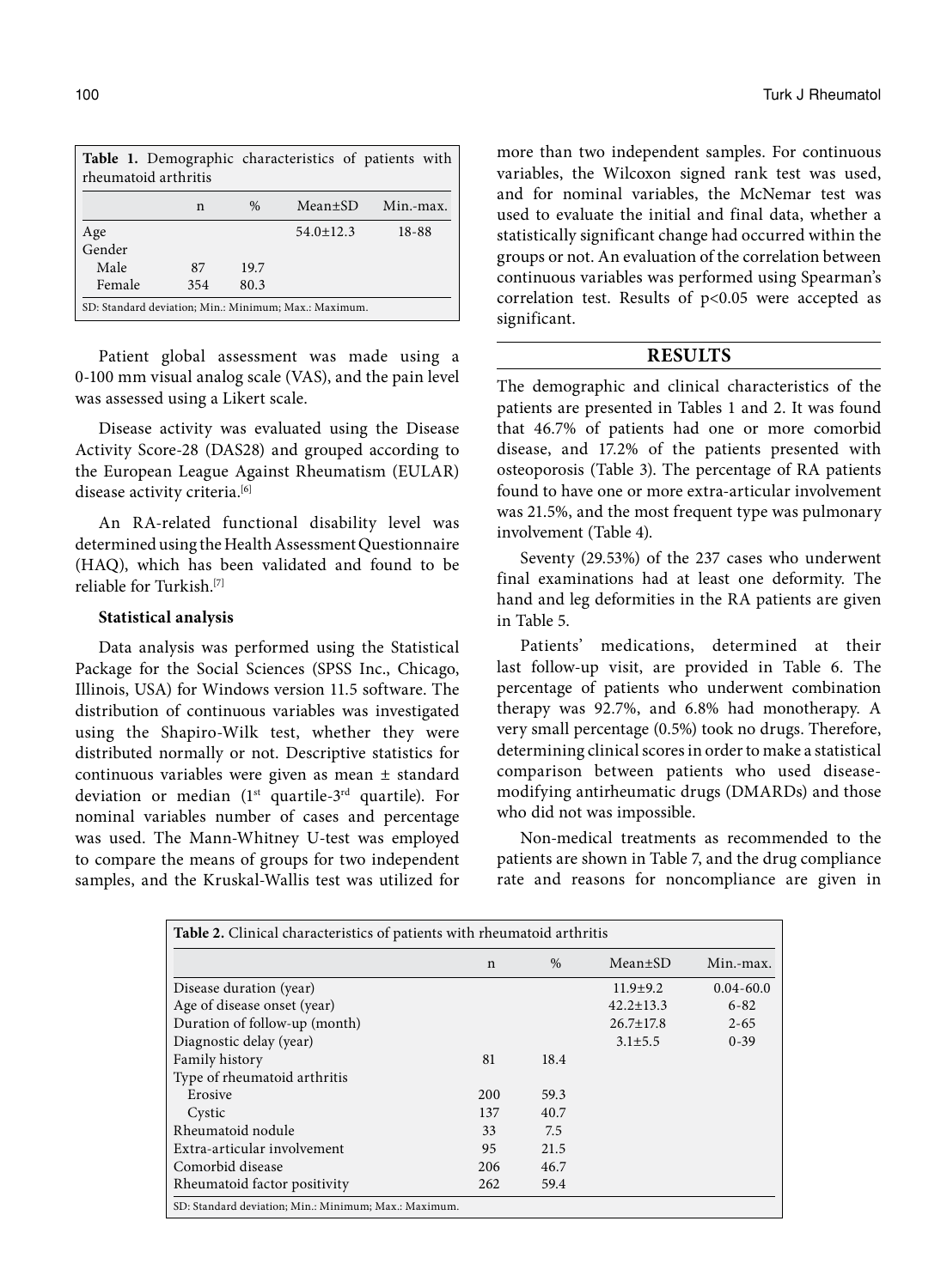**Table 1.** Demographic characteristics of patients with rheumatoid arthritis

| | n | % | Mean±SD | Min.-max. |
|---|---|---|---|---|
| Age | | | 54.0±12.3 | 18-88 |
| Gender | | | | |
| Male | 87 | 19.7 | | |
| Female | 354 | 80.3 | | |

SD: Standard deviation; Min.: Minimum; Max.: Maximum.

Patient global assessment was made using a 0-100 mm visual analog scale (VAS), and the pain level was assessed using a Likert scale.

Disease activity was evaluated using the Disease Activity Score-28 (DAS28) and grouped according to the European League Against Rheumatism (EULAR) disease activity criteria.[6]

An RA-related functional disability level was determined using the Health Assessment Questionnaire (HAQ), which has been validated and found to be reliable for Turkish.[7]

### Statistical analysis

Data analysis was performed using the Statistical Package for the Social Sciences (SPSS Inc., Chicago, Illinois, USA) for Windows version 11.5 software. The distribution of continuous variables was investigated using the Shapiro-Wilk test, whether they were distributed normally or not. Descriptive statistics for continuous variables were given as mean ± standard deviation or median (1st quartile-3rd quartile). For nominal variables number of cases and percentage was used. The Mann-Whitney U-test was employed to compare the means of groups for two independent samples, and the Kruskal-Wallis test was utilized for more than two independent samples. For continuous variables, the Wilcoxon signed rank test was used, and for nominal variables, the McNemar test was used to evaluate the initial and final data, whether a statistically significant change had occurred within the groups or not. An evaluation of the correlation between continuous variables was performed using Spearman's correlation test. Results of $p<0.05$ were accepted as significant.

## RESULTS

The demographic and clinical characteristics of the patients are presented in Tables 1 and 2. It was found that 46.7% of patients had one or more comorbid disease, and 17.2% of the patients presented with osteoporosis (Table 3). The percentage of RA patients found to have one or more extra-articular involvement was 21.5%, and the most frequent type was pulmonary involvement (Table 4).

Seventy (29.53%) of the 237 cases who underwent final examinations had at least one deformity. The hand and leg deformities in the RA patients are given in Table 5.

Patients' medications, determined at their last follow-up visit, are provided in Table 6. The percentage of patients who underwent combination therapy was 92.7%, and 6.8% had monotherapy. A very small percentage (0.5%) took no drugs. Therefore, determining clinical scores in order to make a statistical comparison between patients who used disease-modifying antirheumatic drugs (DMARDs) and those who did not was impossible.

Non-medical treatments as recommended to the patients are shown in Table 7, and the drug compliance rate and reasons for noncompliance are given in

**Table 2.** Clinical characteristics of patients with rheumatoid arthritis

| | n | % | Mean±SD | Min.-max. |
|---|---|---|---|---|
| Disease duration (year) | | | 11.9±9.2 | 0.04-60.0 |
| Age of disease onset (year) | | | 42.2±13.3 | 6-82 |
| Duration of follow-up (month) | | | 26.7±17.8 | 2-65 |
| Diagnostic delay (year) | | | 3.1±5.5 | 0-39 |
| Family history | 81 | 18.4 | | |
| Type of rheumatoid arthritis | | | | |
| Erosive | 200 | 59.3 | | |
| Cystic | 137 | 40.7 | | |
| Rheumatoid nodule | 33 | 7.5 | | |
| Extra-articular involvement | 95 | 21.5 | | |
| Comorbid disease | 206 | 46.7 | | |
| Rheumatoid factor positivity | 262 | 59.4 | | |

SD: Standard deviation; Min.: Minimum; Max.: Maximum.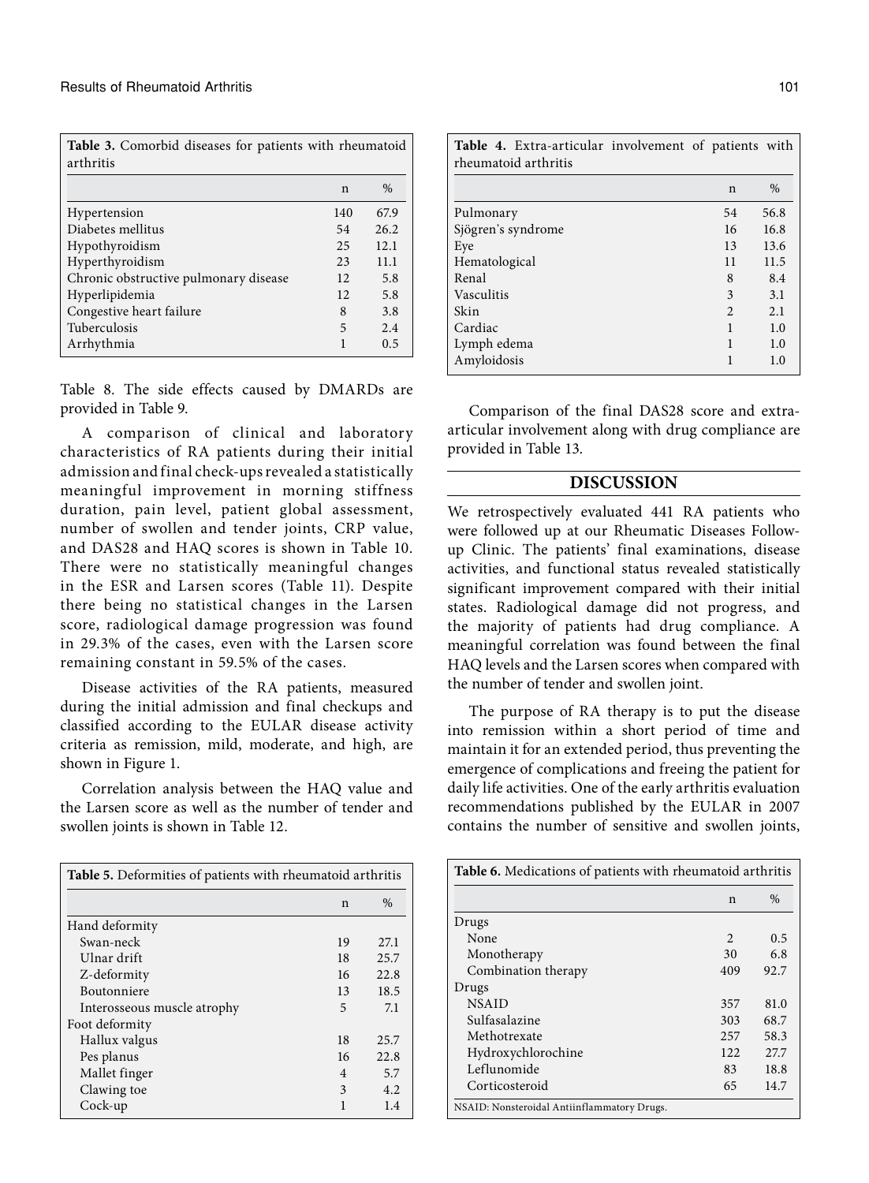**Table 3.** Comorbid diseases for patients with rheumatoid arthritis

| | n | % |
|---|---|---|
| Hypertension | 140 | 67.9 |
| Diabetes mellitus | 54 | 26.2 |
| Hypothyroidism | 25 | 12.1 |
| Hyperthyroidism | 23 | 11.1 |
| Chronic obstructive pulmonary disease | 12 | 5.8 |
| Hyperlipidemia | 12 | 5.8 |
| Congestive heart failure | 8 | 3.8 |
| Tuberculosis | 5 | 2.4 |
| Arrhythmia | 1 | 0.5 |

Table 8. The side effects caused by DMARDs are provided in Table 9.

A comparison of clinical and laboratory characteristics of RA patients during their initial admission and final check-ups revealed a statistically meaningful improvement in morning stiffness duration, pain level, patient global assessment, number of swollen and tender joints, CRP value, and DAS28 and HAQ scores is shown in Table 10. There were no statistically meaningful changes in the ESR and Larsen scores (Table 11). Despite there being no statistical changes in the Larsen score, radiological damage progression was found in 29.3% of the cases, even with the Larsen score remaining constant in 59.5% of the cases.

Disease activities of the RA patients, measured during the initial admission and final checkups and classified according to the EULAR disease activity criteria as remission, mild, moderate, and high, are shown in Figure 1.

Correlation analysis between the HAQ value and the Larsen score as well as the number of tender and swollen joints is shown in Table 12.

**Table 5.** Deformities of patients with rheumatoid arthritis

| | n | % |
|---|---|---|
| Hand deformity | | |
| Swan-neck | 19 | 27.1 |
| Ulnar drift | 18 | 25.7 |
| Z-deformity | 16 | 22.8 |
| Boutonniere | 13 | 18.5 |
| Interosseous muscle atrophy | 5 | 7.1 |
| Foot deformity | | |
| Hallux valgus | 18 | 25.7 |
| Pes planus | 16 | 22.8 |
| Mallet finger | 4 | 5.7 |
| Clawing toe | 3 | 4.2 |
| Cock-up | 1 | 1.4 |

**Table 4.** Extra-articular involvement of patients with rheumatoid arthritis

| | n | % |
|---|---|---|
| Pulmonary | 54 | 56.8 |
| Sjögren's syndrome | 16 | 16.8 |
| Eye | 13 | 13.6 |
| Hematological | 11 | 11.5 |
| Renal | 8 | 8.4 |
| Vasculitis | 3 | 3.1 |
| Skin | 2 | 2.1 |
| Cardiac | 1 | 1.0 |
| Lymph edema | 1 | 1.0 |
| Amyloidosis | 1 | 1.0 |

Comparison of the final DAS28 score and extra-articular involvement along with drug compliance are provided in Table 13.

## DISCUSSION

We retrospectively evaluated 441 RA patients who were followed up at our Rheumatic Diseases Follow-up Clinic. The patients' final examinations, disease activities, and functional status revealed statistically significant improvement compared with their initial states. Radiological damage did not progress, and the majority of patients had drug compliance. A meaningful correlation was found between the final HAQ levels and the Larsen scores when compared with the number of tender and swollen joint.

The purpose of RA therapy is to put the disease into remission within a short period of time and maintain it for an extended period, thus preventing the emergence of complications and freeing the patient for daily life activities. One of the early arthritis evaluation recommendations published by the EULAR in 2007 contains the number of sensitive and swollen joints,

**Table 6.** Medications of patients with rheumatoid arthritis

| | n | % |
|---|---|---|
| Drugs | | |
| None | 2 | 0.5 |
| Monotherapy | 30 | 6.8 |
| Combination therapy | 409 | 92.7 |
| Drugs | | |
| NSAID | 357 | 81.0 |
| Sulfasalazine | 303 | 68.7 |
| Methotrexate | 257 | 58.3 |
| Hydroxychlorochine | 122 | 27.7 |
| Leflunomide | 83 | 18.8 |
| Corticosteroid | 65 | 14.7 |

NSAID: Nonsteroidal Antiinflammatory Drugs.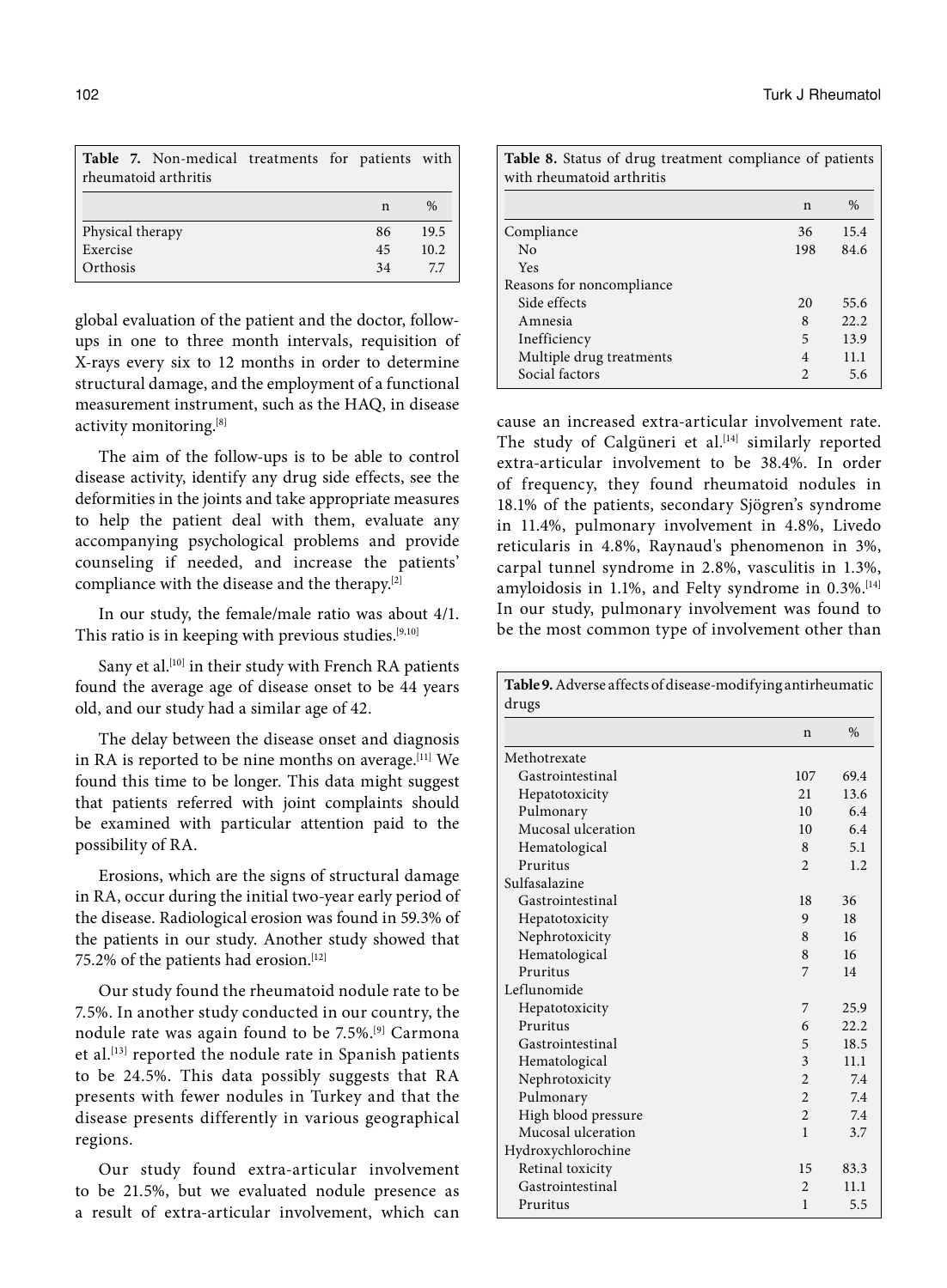**Table 7.** Non-medical treatments for patients with rheumatoid arthritis

| | n | % |
|---|---|---|
| Physical therapy | 86 | 19.5 |
| Exercise | 45 | 10.2 |
| Orthosis | 34 | 7.7 |

global evaluation of the patient and the doctor, follow-ups in one to three month intervals, requisition of X-rays every six to 12 months in order to determine structural damage, and the employment of a functional measurement instrument, such as the HAQ, in disease activity monitoring.[8]

The aim of the follow-ups is to be able to control disease activity, identify any drug side effects, see the deformities in the joints and take appropriate measures to help the patient deal with them, evaluate any accompanying psychological problems and provide counseling if needed, and increase the patients' compliance with the disease and the therapy.[2]

In our study, the female/male ratio was about 4/1. This ratio is in keeping with previous studies.[9,10]

Sany et al.[10] in their study with French RA patients found the average age of disease onset to be 44 years old, and our study had a similar age of 42.

The delay between the disease onset and diagnosis in RA is reported to be nine months on average.[11] We found this time to be longer. This data might suggest that patients referred with joint complaints should be examined with particular attention paid to the possibility of RA.

Erosions, which are the signs of structural damage in RA, occur during the initial two-year early period of the disease. Radiological erosion was found in 59.3% of the patients in our study. Another study showed that 75.2% of the patients had erosion.[12]

Our study found the rheumatoid nodule rate to be 7.5%. In another study conducted in our country, the nodule rate was again found to be 7.5%.[9] Carmona et al.[13] reported the nodule rate in Spanish patients to be 24.5%. This data possibly suggests that RA presents with fewer nodules in Turkey and that the disease presents differently in various geographical regions.

Our study found extra-articular involvement to be 21.5%, but we evaluated nodule presence as a result of extra-articular involvement, which can

**Table 8.** Status of drug treatment compliance of patients with rheumatoid arthritis

| | n | % |
|---|---|---|
| Compliance | 36 | 15.4 |
| No | 198 | 84.6 |
| Yes | | |
| Reasons for noncompliance | | |
| Side effects | 20 | 55.6 |
| Amnesia | 8 | 22.2 |
| Inefficiency | 5 | 13.9 |
| Multiple drug treatments | 4 | 11.1 |
| Social factors | 2 | 5.6 |

cause an increased extra-articular involvement rate. The study of Calgüneri et al.[14] similarly reported extra-articular involvement to be 38.4%. In order of frequency, they found rheumatoid nodules in 18.1% of the patients, secondary Sjögren's syndrome in 11.4%, pulmonary involvement in 4.8%, Livedo reticularis in 4.8%, Raynaud's phenomenon in 3%, carpal tunnel syndrome in 2.8%, vasculitis in 1.3%, amyloidosis in 1.1%, and Felty syndrome in 0.3%.[14] In our study, pulmonary involvement was found to be the most common type of involvement other than

**Table 9.** Adverse affects of disease-modifying antirheumatic drugs

| | n | % |
|---|---|---|
| Methotrexate | | |
| Gastrointestinal | 107 | 69.4 |
| Hepatotoxicity | 21 | 13.6 |
| Pulmonary | 10 | 6.4 |
| Mucosal ulceration | 10 | 6.4 |
| Hematological | 8 | 5.1 |
| Pruritus | 2 | 1.2 |
| Sulfasalazine | | |
| Gastrointestinal | 18 | 36 |
| Hepatotoxicity | 9 | 18 |
| Nephrotoxicity | 8 | 16 |
| Hematological | 8 | 16 |
| Pruritus | 7 | 14 |
| Leflunomide | | |
| Hepatotoxicity | 7 | 25.9 |
| Pruritus | 6 | 22.2 |
| Gastrointestinal | 5 | 18.5 |
| Hematological | 3 | 11.1 |
| Nephrotoxicity | 2 | 7.4 |
| Pulmonary | 2 | 7.4 |
| High blood pressure | 2 | 7.4 |
| Mucosal ulceration | 1 | 3.7 |
| Hydroxychlorochine | | |
| Retinal toxicity | 15 | 83.3 |
| Gastrointestinal | 2 | 11.1 |
| Pruritus | 1 | 5.5 |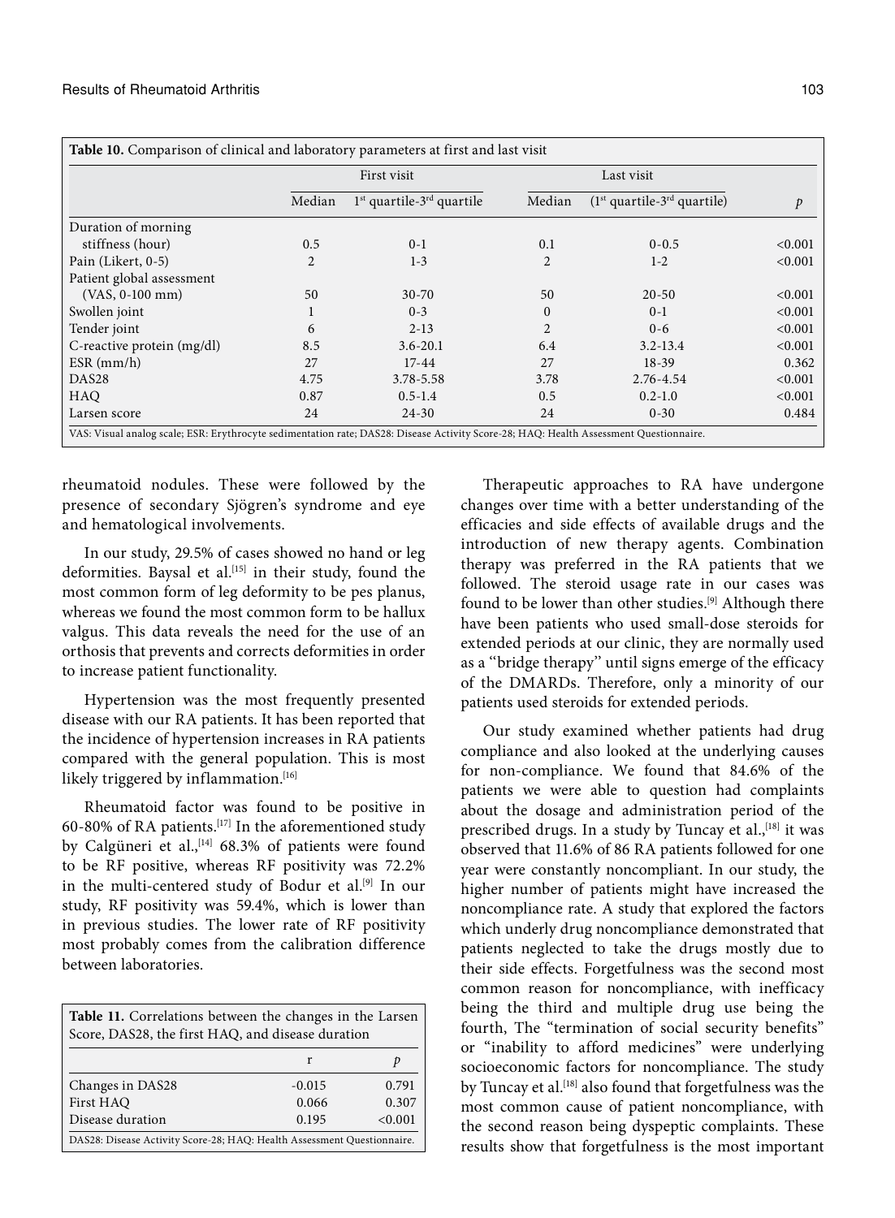**Table 10.** Comparison of clinical and laboratory parameters at first and last visit

| | First visit | | Last visit | | |
|---|---|---|---|---|---|
| | Median | 1st quartile-3rd quartile | Median | (1st quartile-3rd quartile) | *p* |
| Duration of morning stiffness (hour) | 0.5 | 0-1 | 0.1 | 0-0.5 | <0.001 |
| Pain (Likert, 0-5) | 2 | 1-3 | 2 | 1-2 | <0.001 |
| Patient global assessment (VAS, 0-100 mm) | 50 | 30-70 | 50 | 20-50 | <0.001 |
| Swollen joint | 1 | 0-3 | 0 | 0-1 | <0.001 |
| Tender joint | 6 | 2-13 | 2 | 0-6 | <0.001 |
| C-reactive protein (mg/dl) | 8.5 | 3.6-20.1 | 6.4 | 3.2-13.4 | <0.001 |
| ESR (mm/h) | 27 | 17-44 | 27 | 18-39 | 0.362 |
| DAS28 | 4.75 | 3.78-5.58 | 3.78 | 2.76-4.54 | <0.001 |
| HAQ | 0.87 | 0.5-1.4 | 0.5 | 0.2-1.0 | <0.001 |
| Larsen score | 24 | 24-30 | 24 | 0-30 | 0.484 |

VAS: Visual analog scale; ESR: Erythrocyte sedimentation rate; DAS28: Disease Activity Score-28; HAQ: Health Assessment Questionnaire.

rheumatoid nodules. These were followed by the presence of secondary Sjögren's syndrome and eye and hematological involvements.

In our study, 29.5% of cases showed no hand or leg deformities. Baysal et al.[15] in their study, found the most common form of leg deformity to be pes planus, whereas we found the most common form to be hallux valgus. This data reveals the need for the use of an orthosis that prevents and corrects deformities in order to increase patient functionality.

Hypertension was the most frequently presented disease with our RA patients. It has been reported that the incidence of hypertension increases in RA patients compared with the general population. This is most likely triggered by inflammation.[16]

Rheumatoid factor was found to be positive in 60-80% of RA patients.[17] In the aforementioned study by Calgüneri et al.,[14] 68.3% of patients were found to be RF positive, whereas RF positivity was 72.2% in the multi-centered study of Bodur et al.[9] In our study, RF positivity was 59.4%, which is lower than in previous studies. The lower rate of RF positivity most probably comes from the calibration difference between laboratories.

**Table 11.** Correlations between the changes in the Larsen Score, DAS28, the first HAQ, and disease duration

| | r | *p* |
|---|---|---|
| Changes in DAS28 | -0.015 | 0.791 |
| First HAQ | 0.066 | 0.307 |
| Disease duration | 0.195 | <0.001 |

DAS28: Disease Activity Score-28; HAQ: Health Assessment Questionnaire.

Therapeutic approaches to RA have undergone changes over time with a better understanding of the efficacies and side effects of available drugs and the introduction of new therapy agents. Combination therapy was preferred in the RA patients that we followed. The steroid usage rate in our cases was found to be lower than other studies.[9] Although there have been patients who used small-dose steroids for extended periods at our clinic, they are normally used as a "bridge therapy" until signs emerge of the efficacy of the DMARDs. Therefore, only a minority of our patients used steroids for extended periods.

Our study examined whether patients had drug compliance and also looked at the underlying causes for non-compliance. We found that 84.6% of the patients we were able to question had complaints about the dosage and administration period of the prescribed drugs. In a study by Tuncay et al.,[18] it was observed that 11.6% of 86 RA patients followed for one year were constantly noncompliant. In our study, the higher number of patients might have increased the noncompliance rate. A study that explored the factors which underly drug noncompliance demonstrated that patients neglected to take the drugs mostly due to their side effects. Forgetfulness was the second most common reason for noncompliance, with inefficacy being the third and multiple drug use being the fourth, The "termination of social security benefits" or "inability to afford medicines" were underlying socioeconomic factors for noncompliance. The study by Tuncay et al.[18] also found that forgetfulness was the most common cause of patient noncompliance, with the second reason being dyspeptic complaints. These results show that forgetfulness is the most important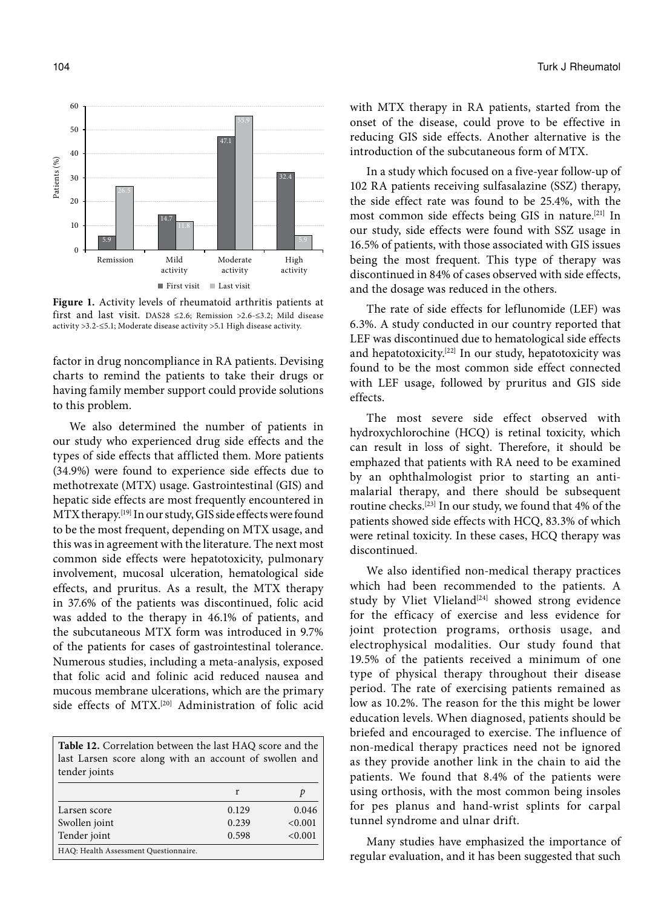**Figure 1.** Activity levels of rheumatoid arthritis patients at first and last visit. DAS28 ≤2.6; Remission >2.6-≤3.2; Mild disease activity >3.2-≤5.1; Moderate disease activity >5.1 High disease activity.

factor in drug noncompliance in RA patients. Devising charts to remind the patients to take their drugs or having family member support could provide solutions to this problem.

We also determined the number of patients in our study who experienced drug side effects and the types of side effects that afflicted them. More patients (34.9%) were found to experience side effects due to methotrexate (MTX) usage. Gastrointestinal (GIS) and hepatic side effects are most frequently encountered in MTX therapy.[19] In our study, GIS side effects were found to be the most frequent, depending on MTX usage, and this was in agreement with the literature. The next most common side effects were hepatotoxicity, pulmonary involvement, mucosal ulceration, hematological side effects, and pruritus. As a result, the MTX therapy in 37.6% of the patients was discontinued, folic acid was added to the therapy in 46.1% of patients, and the subcutaneous MTX form was introduced in 9.7% of the patients for cases of gastrointestinal tolerance. Numerous studies, including a meta-analysis, exposed that folic acid and folinic acid reduced nausea and mucous membrane ulcerations, which are the primary side effects of MTX.[20] Administration of folic acid with MTX therapy in RA patients, started from the onset of the disease, could prove to be effective in reducing GIS side effects. Another alternative is the introduction of the subcutaneous form of MTX.

**Table 12.** Correlation between the last HAQ score and the last Larsen score along with an account of swollen and tender joints

| | r | $p$ |
|---|---|---|
| Larsen score | 0.129 | 0.046 |
| Swollen joint | 0.239 | <0.001 |
| Tender joint | 0.598 | <0.001 |

HAQ: Health Assessment Questionnaire.

In a study which focused on a five-year follow-up of 102 RA patients receiving sulfasalazine (SSZ) therapy, the side effect rate was found to be 25.4%, with the most common side effects being GIS in nature.[21] In our study, side effects were found with SSZ usage in 16.5% of patients, with those associated with GIS issues being the most frequent. This type of therapy was discontinued in 84% of cases observed with side effects, and the dosage was reduced in the others.

The rate of side effects for leflunomide (LEF) was 6.3%. A study conducted in our country reported that LEF was discontinued due to hematological side effects and hepatotoxicity.[22] In our study, hepatotoxicity was found to be the most common side effect connected with LEF usage, followed by pruritus and GIS side effects.

The most severe side effect observed with hydroxychlorochine (HCQ) is retinal toxicity, which can result in loss of sight. Therefore, it should be emphazed that patients with RA need to be examined by an ophthalmologist prior to starting an anti-malarial therapy, and there should be subsequent routine checks.[23] In our study, we found that 4% of the patients showed side effects with HCQ, 83.3% of which were retinal toxicity. In these cases, HCQ therapy was discontinued.

We also identified non-medical therapy practices which had been recommended to the patients. A study by Vliet Vlieland[24] showed strong evidence for the efficacy of exercise and less evidence for joint protection programs, orthosis usage, and electrophysical modalities. Our study found that 19.5% of the patients received a minimum of one type of physical therapy throughout their disease period. The rate of exercising patients remained as low as 10.2%. The reason for the this might be lower education levels. When diagnosed, patients should be briefed and encouraged to exercise. The influence of non-medical therapy practices need not be ignored as they provide another link in the chain to aid the patients. We found that 8.4% of the patients were using orthosis, with the most common being insoles for pes planus and hand-wrist splints for carpal tunnel syndrome and ulnar drift.

Many studies have emphasized the importance of regular evaluation, and it has been suggested that such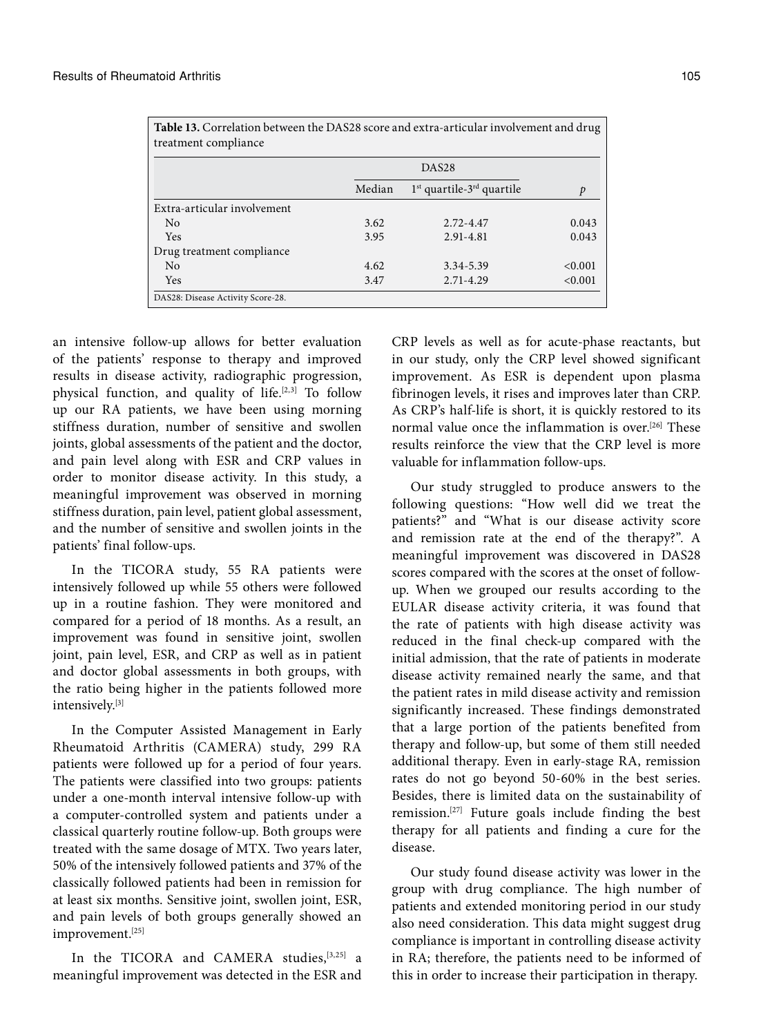**Table 13.** Correlation between the DAS28 score and extra-articular involvement and drug treatment compliance

| | DAS28 | | |
|---|---|---|---|
| | Median | 1st quartile-3rd quartile | *p* |
| Extra-articular involvement | | | |
| No | 3.62 | 2.72-4.47 | 0.043 |
| Yes | 3.95 | 2.91-4.81 | 0.043 |
| Drug treatment compliance | | | |
| No | 4.62 | 3.34-5.39 | <0.001 |
| Yes | 3.47 | 2.71-4.29 | <0.001 |

DAS28: Disease Activity Score-28.

an intensive follow-up allows for better evaluation of the patients' response to therapy and improved results in disease activity, radiographic progression, physical function, and quality of life.[2,3] To follow up our RA patients, we have been using morning stiffness duration, number of sensitive and swollen joints, global assessments of the patient and the doctor, and pain level along with ESR and CRP values in order to monitor disease activity. In this study, a meaningful improvement was observed in morning stiffness duration, pain level, patient global assessment, and the number of sensitive and swollen joints in the patients' final follow-ups.

In the TICORA study, 55 RA patients were intensively followed up while 55 others were followed up in a routine fashion. They were monitored and compared for a period of 18 months. As a result, an improvement was found in sensitive joint, swollen joint, pain level, ESR, and CRP as well as in patient and doctor global assessments in both groups, with the ratio being higher in the patients followed more intensively.[3]

In the Computer Assisted Management in Early Rheumatoid Arthritis (CAMERA) study, 299 RA patients were followed up for a period of four years. The patients were classified into two groups: patients under a one-month interval intensive follow-up with a computer-controlled system and patients under a classical quarterly routine follow-up. Both groups were treated with the same dosage of MTX. Two years later, 50% of the intensively followed patients and 37% of the classically followed patients had been in remission for at least six months. Sensitive joint, swollen joint, ESR, and pain levels of both groups generally showed an improvement.[25]

In the TICORA and CAMERA studies,[3,25] a meaningful improvement was detected in the ESR and CRP levels as well as for acute-phase reactants, but in our study, only the CRP level showed significant improvement. As ESR is dependent upon plasma fibrinogen levels, it rises and improves later than CRP. As CRP's half-life is short, it is quickly restored to its normal value once the inflammation is over.[26] These results reinforce the view that the CRP level is more valuable for inflammation follow-ups.

Our study struggled to produce answers to the following questions: "How well did we treat the patients?" and "What is our disease activity score and remission rate at the end of the therapy?". A meaningful improvement was discovered in DAS28 scores compared with the scores at the onset of follow-up. When we grouped our results according to the EULAR disease activity criteria, it was found that the rate of patients with high disease activity was reduced in the final check-up compared with the initial admission, that the rate of patients in moderate disease activity remained nearly the same, and that the patient rates in mild disease activity and remission significantly increased. These findings demonstrated that a large portion of the patients benefited from therapy and follow-up, but some of them still needed additional therapy. Even in early-stage RA, remission rates do not go beyond 50-60% in the best series. Besides, there is limited data on the sustainability of remission.[27] Future goals include finding the best therapy for all patients and finding a cure for the disease.

Our study found disease activity was lower in the group with drug compliance. The high number of patients and extended monitoring period in our study also need consideration. This data might suggest drug compliance is important in controlling disease activity in RA; therefore, the patients need to be informed of this in order to increase their participation in therapy.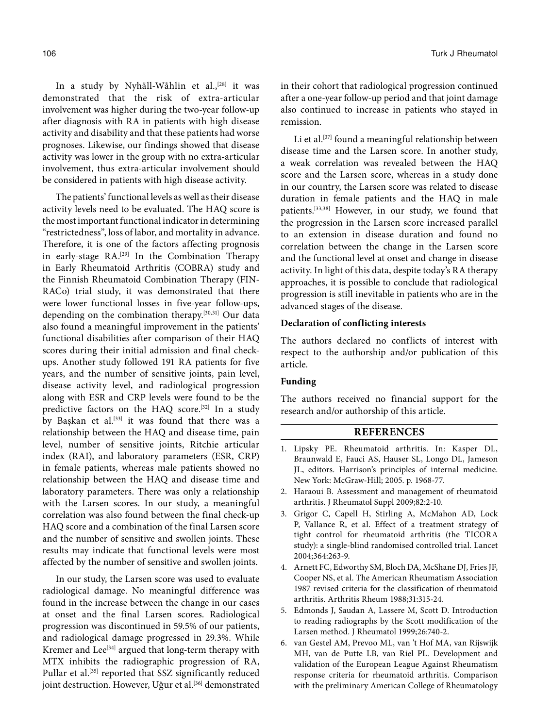In a study by Nyhäll-Wåhlin et al.,[28] it was demonstrated that the risk of extra-articular involvement was higher during the two-year follow-up after diagnosis with RA in patients with high disease activity and disability and that these patients had worse prognoses. Likewise, our findings showed that disease activity was lower in the group with no extra-articular involvement, thus extra-articular involvement should be considered in patients with high disease activity.

The patients' functional levels as well as their disease activity levels need to be evaluated. The HAQ score is the most important functional indicator in determining "restrictedness", loss of labor, and mortality in advance. Therefore, it is one of the factors affecting prognosis in early-stage RA.[29] In the Combination Therapy in Early Rheumatoid Arthritis (COBRA) study and the Finnish Rheumatoid Combination Therapy (FIN-RACo) trial study, it was demonstrated that there were lower functional losses in five-year follow-ups, depending on the combination therapy.[30,31] Our data also found a meaningful improvement in the patients' functional disabilities after comparison of their HAQ scores during their initial admission and final check-ups. Another study followed 191 RA patients for five years, and the number of sensitive joints, pain level, disease activity level, and radiological progression along with ESR and CRP levels were found to be the predictive factors on the HAQ score.[32] In a study by Başkan et al.[33] it was found that there was a relationship between the HAQ and disease time, pain level, number of sensitive joints, Ritchie articular index (RAI), and laboratory parameters (ESR, CRP) in female patients, whereas male patients showed no relationship between the HAQ and disease time and laboratory parameters. There was only a relationship with the Larsen scores. In our study, a meaningful correlation was also found between the final check-up HAQ score and a combination of the final Larsen score and the number of sensitive and swollen joints. These results may indicate that functional levels were most affected by the number of sensitive and swollen joints.

In our study, the Larsen score was used to evaluate radiological damage. No meaningful difference was found in the increase between the change in our cases at onset and the final Larsen scores. Radiological progression was discontinued in 59.5% of our patients, and radiological damage progressed in 29.3%. While Kremer and Lee[34] argued that long-term therapy with MTX inhibits the radiographic progression of RA, Pullar et al.[35] reported that SSZ significantly reduced joint destruction. However, Uğur et al.[36] demonstrated in their cohort that radiological progression continued after a one-year follow-up period and that joint damage also continued to increase in patients who stayed in remission.

Li et al.[37] found a meaningful relationship between disease time and the Larsen score. In another study, a weak correlation was revealed between the HAQ score and the Larsen score, whereas in a study done in our country, the Larsen score was related to disease duration in female patients and the HAQ in male patients.[33,38] However, in our study, we found that the progression in the Larsen score increased parallel to an extension in disease duration and found no correlation between the change in the Larsen score and the functional level at onset and change in disease activity. In light of this data, despite today's RA therapy approaches, it is possible to conclude that radiological progression is still inevitable in patients who are in the advanced stages of the disease.

**Declaration of conflicting interests**

The authors declared no conflicts of interest with respect to the authorship and/or publication of this article.

**Funding**

The authors received no financial support for the research and/or authorship of this article.

## REFERENCES

1. Lipsky PE. Rheumatoid arthritis. In: Kasper DL, Braunwald E, Fauci AS, Hauser SL, Longo DL, Jameson JL, editors. Harrison's principles of internal medicine. New York: McGraw-Hill; 2005. p. 1968-77.
2. Haraoui B. Assessment and management of rheumatoid arthritis. J Rheumatol Suppl 2009;82:2-10.
3. Grigor C, Capell H, Stirling A, McMahon AD, Lock P, Vallance R, et al. Effect of a treatment strategy of tight control for rheumatoid arthritis (the TICORA study): a single-blind randomised controlled trial. Lancet 2004;364:263-9.
4. Arnett FC, Edworthy SM, Bloch DA, McShane DJ, Fries JF, Cooper NS, et al. The American Rheumatism Association 1987 revised criteria for the classification of rheumatoid arthritis. Arthritis Rheum 1988;31:315-24.
5. Edmonds J, Saudan A, Lassere M, Scott D. Introduction to reading radiographs by the Scott modification of the Larsen method. J Rheumatol 1999;26:740-2.
6. van Gestel AM, Prevoo ML, van 't Hof MA, van Rijswijk MH, van de Putte LB, van Riel PL. Development and validation of the European League Against Rheumatism response criteria for rheumatoid arthritis. Comparison with the preliminary American College of Rheumatology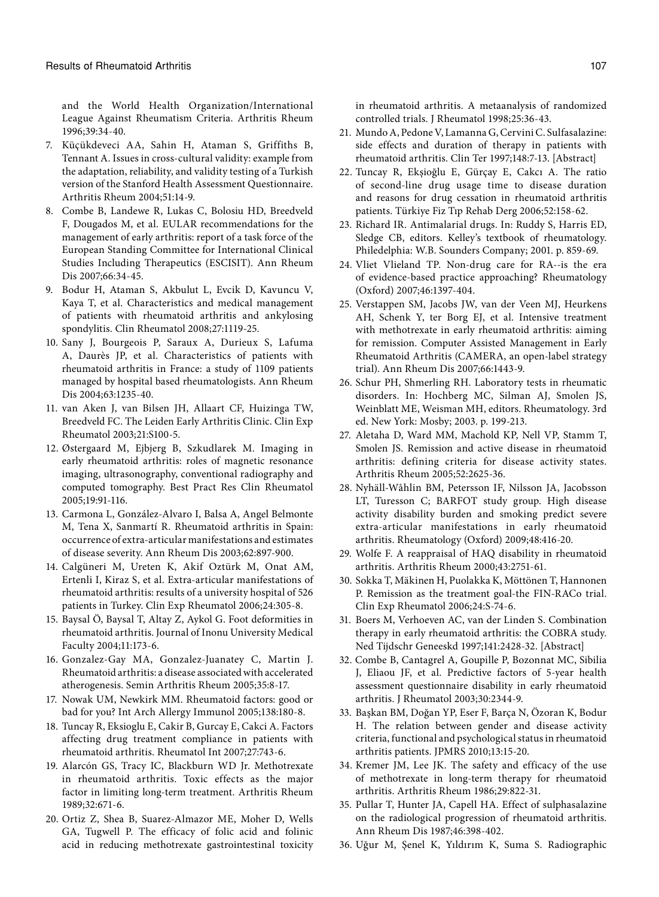and the World Health Organization/International League Against Rheumatism Criteria. Arthritis Rheum 1996;39:34-40.

7. Küçükdeveci AA, Sahin H, Ataman S, Griffiths B, Tennant A. Issues in cross-cultural validity: example from the adaptation, reliability, and validity testing of a Turkish version of the Stanford Health Assessment Questionnaire. Arthritis Rheum 2004;51:14-9.
8. Combe B, Landewe R, Lukas C, Bolosiu HD, Breedveld F, Dougados M, et al. EULAR recommendations for the management of early arthritis: report of a task force of the European Standing Committee for International Clinical Studies Including Therapeutics (ESCISIT). Ann Rheum Dis 2007;66:34-45.
9. Bodur H, Ataman S, Akbulut L, Evcik D, Kavuncu V, Kaya T, et al. Characteristics and medical management of patients with rheumatoid arthritis and ankylosing spondylitis. Clin Rheumatol 2008;27:1119-25.
10. Sany J, Bourgeois P, Saraux A, Durieux S, Lafuma A, Daurès JP, et al. Characteristics of patients with rheumatoid arthritis in France: a study of 1109 patients managed by hospital based rheumatologists. Ann Rheum Dis 2004;63:1235-40.
11. van Aken J, van Bilsen JH, Allaart CF, Huizinga TW, Breedveld FC. The Leiden Early Arthritis Clinic. Clin Exp Rheumatol 2003;21:S100-5.
12. Østergaard M, Ejbjerg B, Szkudlarek M. Imaging in early rheumatoid arthritis: roles of magnetic resonance imaging, ultrasonography, conventional radiography and computed tomography. Best Pract Res Clin Rheumatol 2005;19:91-116.
13. Carmona L, González-Alvaro I, Balsa A, Angel Belmonte M, Tena X, Sanmartí R. Rheumatoid arthritis in Spain: occurrence of extra-articular manifestations and estimates of disease severity. Ann Rheum Dis 2003;62:897-900.
14. Calgüneri M, Ureten K, Akif Oztürk M, Onat AM, Ertenli I, Kiraz S, et al. Extra-articular manifestations of rheumatoid arthritis: results of a university hospital of 526 patients in Turkey. Clin Exp Rheumatol 2006;24:305-8.
15. Baysal Ö, Baysal T, Altay Z, Aykol G. Foot deformities in rheumatoid arthritis. Journal of Inonu University Medical Faculty 2004;11:173-6.
16. Gonzalez-Gay MA, Gonzalez-Juanatey C, Martin J. Rheumatoid arthritis: a disease associated with accelerated atherogenesis. Semin Arthritis Rheum 2005;35:8-17.
17. Nowak UM, Newkirk MM. Rheumatoid factors: good or bad for you? Int Arch Allergy Immunol 2005;138:180-8.
18. Tuncay R, Eksioglu E, Cakir B, Gurcay E, Cakci A. Factors affecting drug treatment compliance in patients with rheumatoid arthritis. Rheumatol Int 2007;27:743-6.
19. Alarcón GS, Tracy IC, Blackburn WD Jr. Methotrexate in rheumatoid arthritis. Toxic effects as the major factor in limiting long-term treatment. Arthritis Rheum 1989;32:671-6.
20. Ortiz Z, Shea B, Suarez-Almazor ME, Moher D, Wells GA, Tugwell P. The efficacy of folic acid and folinic acid in reducing methotrexate gastrointestinal toxicity in rheumatoid arthritis. A metaanalysis of randomized controlled trials. J Rheumatol 1998;25:36-43.
21. Mundo A, Pedone V, Lamanna G, Cervini C. Sulfasalazine: side effects and duration of therapy in patients with rheumatoid arthritis. Clin Ter 1997;148:7-13. [Abstract]
22. Tuncay R, Ekşioğlu E, Gürçay E, Cakcı A. The ratio of second-line drug usage time to disease duration and reasons for drug cessation in rheumatoid arthritis patients. Türkiye Fiz Tıp Rehab Derg 2006;52:158-62.
23. Richard IR. Antimalarial drugs. In: Ruddy S, Harris ED, Sledge CB, editors. Kelley's textbook of rheumatology. Philedelphia: W.B. Sounders Company; 2001. p. 859-69.
24. Vliet Vlieland TP. Non-drug care for RA--is the era of evidence-based practice approaching? Rheumatology (Oxford) 2007;46:1397-404.
25. Verstappen SM, Jacobs JW, van der Veen MJ, Heurkens AH, Schenk Y, ter Borg EJ, et al. Intensive treatment with methotrexate in early rheumatoid arthritis: aiming for remission. Computer Assisted Management in Early Rheumatoid Arthritis (CAMERA, an open-label strategy trial). Ann Rheum Dis 2007;66:1443-9.
26. Schur PH, Shmerling RH. Laboratory tests in rheumatic disorders. In: Hochberg MC, Silman AJ, Smolen JS, Weinblatt ME, Weisman MH, editors. Rheumatology. 3rd ed. New York: Mosby; 2003. p. 199-213.
27. Aletaha D, Ward MM, Machold KP, Nell VP, Stamm T, Smolen JS. Remission and active disease in rheumatoid arthritis: defining criteria for disease activity states. Arthritis Rheum 2005;52:2625-36.
28. Nyhäll-Wåhlin BM, Petersson IF, Nilsson JA, Jacobsson LT, Turesson C; BARFOT study group. High disease activity disability burden and smoking predict severe extra-articular manifestations in early rheumatoid arthritis. Rheumatology (Oxford) 2009;48:416-20.
29. Wolfe F. A reappraisal of HAQ disability in rheumatoid arthritis. Arthritis Rheum 2000;43:2751-61.
30. Sokka T, Mäkinen H, Puolakka K, Möttönen T, Hannonen P. Remission as the treatment goal-the FIN-RACo trial. Clin Exp Rheumatol 2006;24:S-74-6.
31. Boers M, Verhoeven AC, van der Linden S. Combination therapy in early rheumatoid arthritis: the COBRA study. Ned Tijdschr Geneeskd 1997;141:2428-32. [Abstract]
32. Combe B, Cantagrel A, Goupille P, Bozonnat MC, Sibilia J, Eliaou JF, et al. Predictive factors of 5-year health assessment questionnaire disability in early rheumatoid arthritis. J Rheumatol 2003;30:2344-9.
33. Başkan BM, Doğan YP, Eser F, Barça N, Özoran K, Bodur H. The relation between gender and disease activity criteria, functional and psychological status in rheumatoid arthritis patients. JPMRS 2010;13:15-20.
34. Kremer JM, Lee JK. The safety and efficacy of the use of methotrexate in long-term therapy for rheumatoid arthritis. Arthritis Rheum 1986;29:822-31.
35. Pullar T, Hunter JA, Capell HA. Effect of sulphasalazine on the radiological progression of rheumatoid arthritis. Ann Rheum Dis 1987;46:398-402.
36. Uğur M, Şenel K, Yıldırım K, Suma S. Radiographic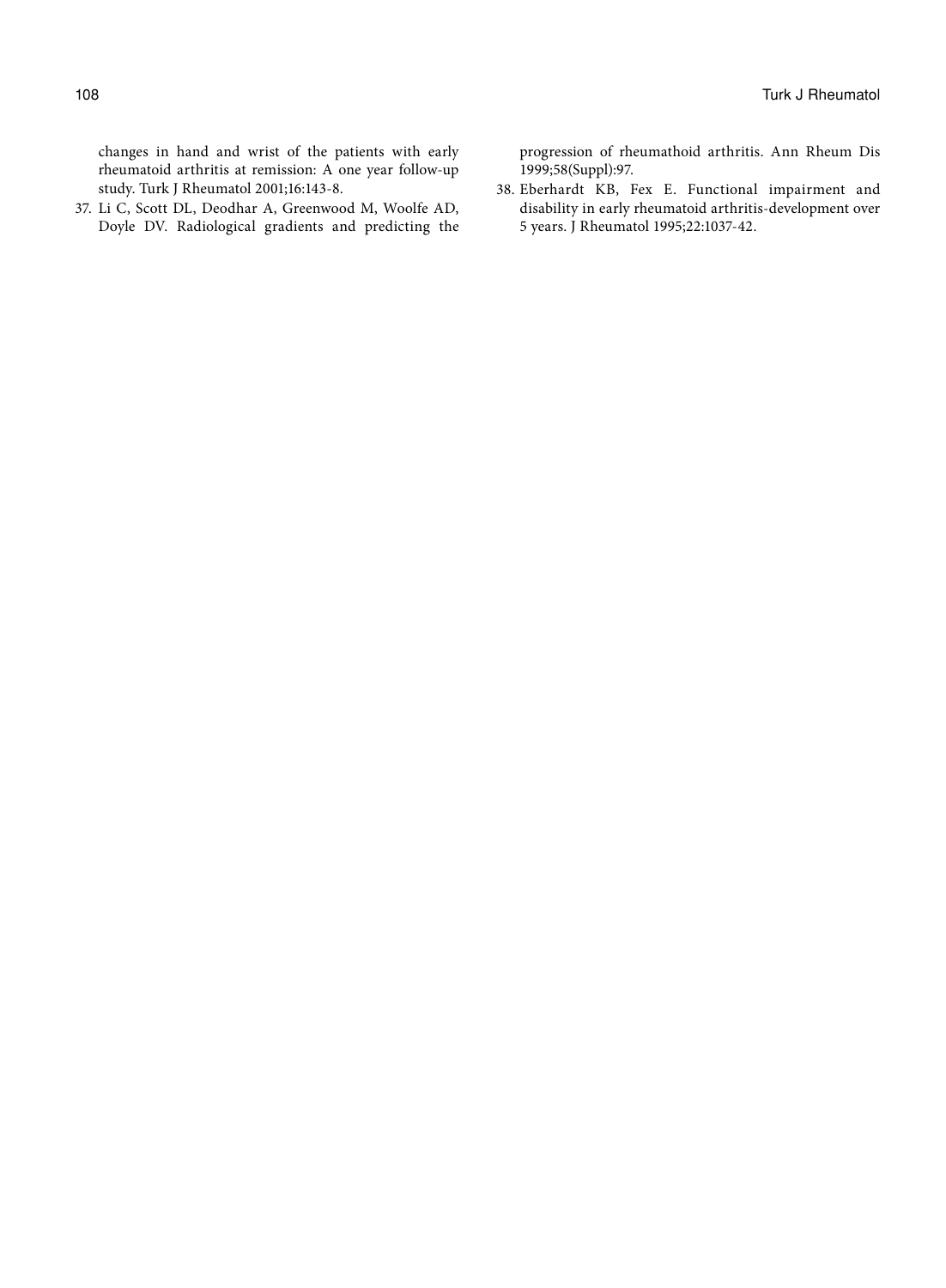changes in hand and wrist of the patients with early rheumatoid arthritis at remission: A one year follow-up study. Turk J Rheumatol 2001;16:143-8.

37. Li C, Scott DL, Deodhar A, Greenwood M, Woolfe AD, Doyle DV. Radiological gradients and predicting the progression of rheumathoid arthritis. Ann Rheum Dis 1999;58(Suppl):97.
38. Eberhardt KB, Fex E. Functional impairment and disability in early rheumatoid arthritis-development over 5 years. J Rheumatol 1995;22:1037-42.